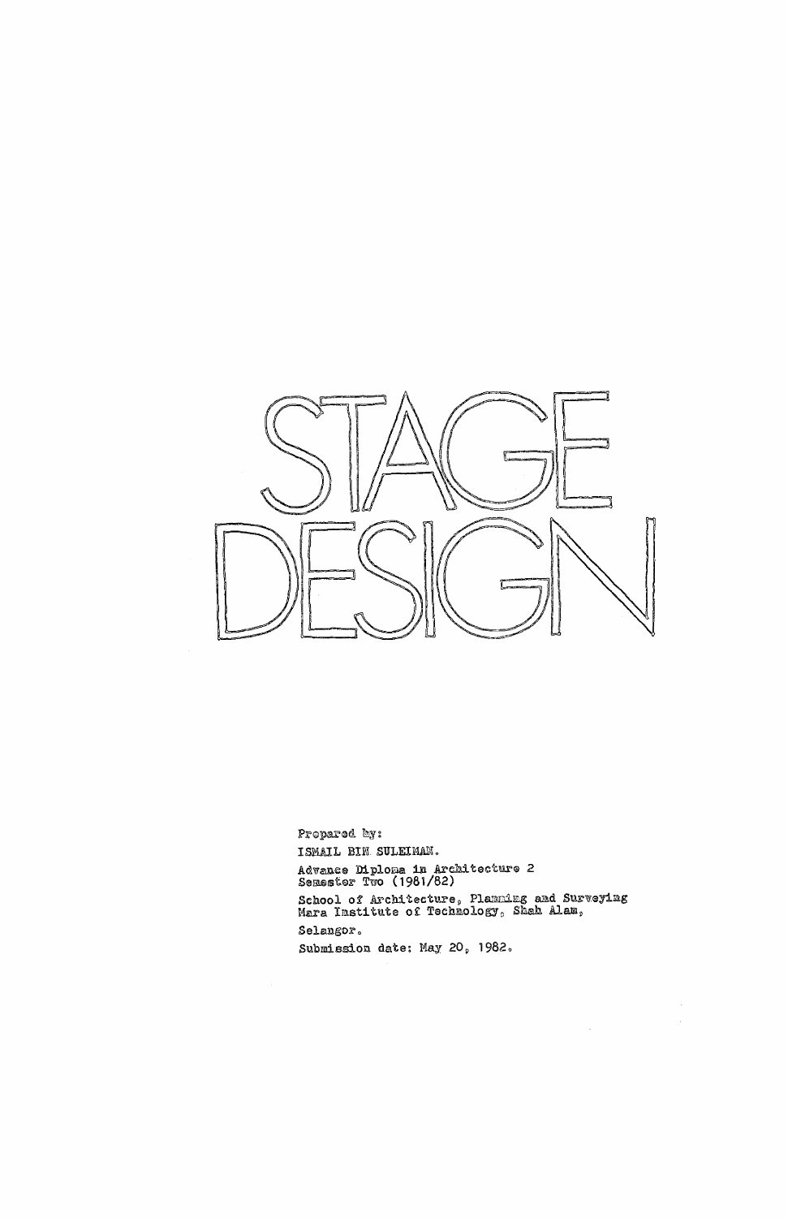# STAGE DESIGN

Prepared by:

ISMAIL BIN SULEIMAN.

Advance Diploma in Architecture 2
Semester Two (1981/82)

School of Architecture, Planning and Surveying
Mara Institute of Technology, Shah Alam,

Selangor.

Submission date: May 20, 1982.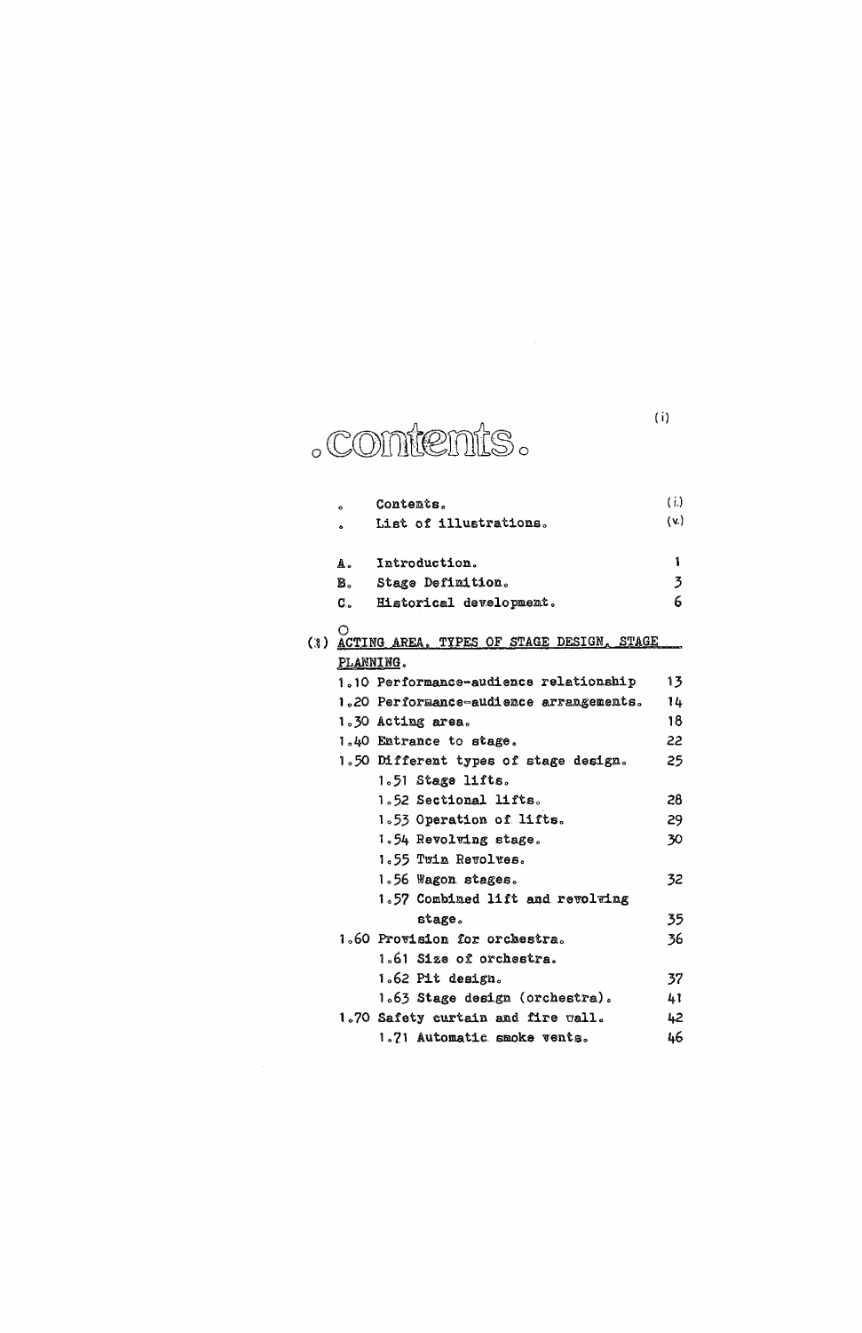# contents.

| | | |
|---|---|---|
| ° | Contents. | (i.) |
| ° | List of illustrations. | (v.) |
| A. | Introduction. | 1 |
| B. | Stage Definition. | 3 |
| C. | Historical development. | 6 |

(1) ACTING AREA, TYPES OF STAGE DESIGN, STAGE PLANNING.

| | |
|---|---|
| 1.10 Performance-audience relationship | 13 |
| 1.20 Performance-audience arrangements. | 14 |
| 1.30 Acting area. | 18 |
| 1.40 Entrance to stage. | 22 |
| 1.50 Different types of stage design. | 25 |
| &nbsp;&nbsp;&nbsp;&nbsp;1.51 Stage lifts. | |
| &nbsp;&nbsp;&nbsp;&nbsp;1.52 Sectional lifts. | 28 |
| &nbsp;&nbsp;&nbsp;&nbsp;1.53 Operation of lifts. | 29 |
| &nbsp;&nbsp;&nbsp;&nbsp;1.54 Revolving stage. | 30 |
| &nbsp;&nbsp;&nbsp;&nbsp;1.55 Twin Revolves. | |
| &nbsp;&nbsp;&nbsp;&nbsp;1.56 Wagon stages. | 32 |
| &nbsp;&nbsp;&nbsp;&nbsp;1.57 Combined lift and revolving stage. | 35 |
| 1.60 Provision for orchestra. | 36 |
| &nbsp;&nbsp;&nbsp;&nbsp;1.61 Size of orchestra. | |
| &nbsp;&nbsp;&nbsp;&nbsp;1.62 Pit design. | 37 |
| &nbsp;&nbsp;&nbsp;&nbsp;1.63 Stage design (orchestra). | 41 |
| 1.70 Safety curtain and fire wall. | 42 |
| &nbsp;&nbsp;&nbsp;&nbsp;1.71 Automatic smoke vents. | 46 |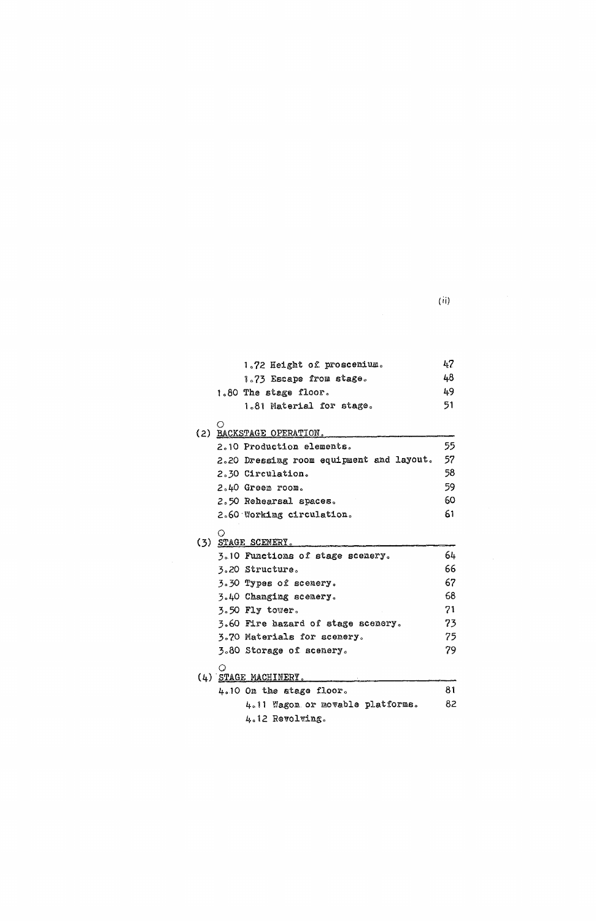| | |
|---|---|
| 1.72 Height of proscenium. | 47 |
| 1.73 Escape from stage. | 48 |
| 1.80 The stage floor. | 49 |
| 1.81 Material for stage. | 51 |

(2) BACKSTAGE OPERATION.

| | |
|---|---|
| 2.10 Production elements. | 55 |
| 2.20 Dressing room equipment and layout. | 57 |
| 2.30 Circulation. | 58 |
| 2.40 Green room. | 59 |
| 2.50 Rehearsal spaces. | 60 |
| 2.60 Working circulation. | 61 |

(3) STAGE SCENERY.

| | |
|---|---|
| 3.10 Functions of stage scenery. | 64 |
| 3.20 Structure. | 66 |
| 3.30 Types of scenery. | 67 |
| 3.40 Changing scenery. | 68 |
| 3.50 Fly tower. | 71 |
| 3.60 Fire hazard of stage scenery. | 73 |
| 3.70 Materials for scenery. | 75 |
| 3.80 Storage of scenery. | 79 |

(4) STAGE MACHINERY.

| | |
|---|---|
| 4.10 On the stage floor. | 81 |
| 4.11 Wagon or movable platforms. | 82 |
| 4.12 Revolving. | |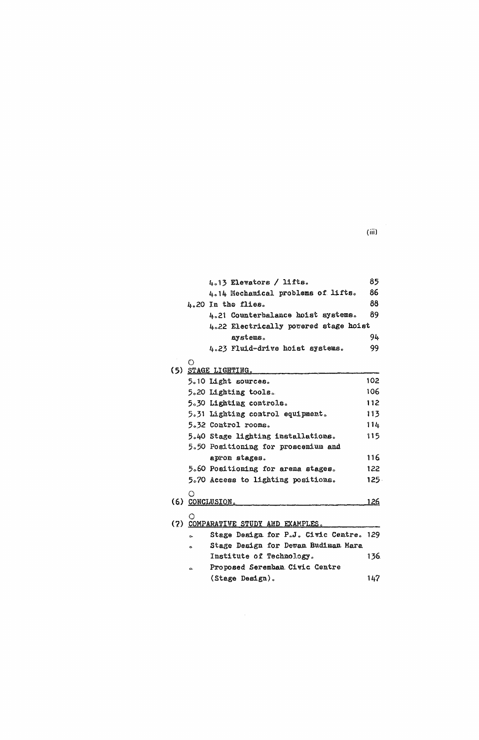| | |
|---|---|
| 4.13 Elevators / lifts. | 85 |
| 4.14 Mechanical problems of lifts. | 86 |
| 4.20 In the flies. | 88 |
| 4.21 Counterbalance hoist systems. | 89 |
| 4.22 Electrically powered stage hoist systems. | 94 |
| 4.23 Fluid-drive hoist systems. | 99 |

(5) STAGE LIGHTING.

| | |
|---|---|
| 5.10 Light sources. | 102 |
| 5.20 Lighting tools. | 106 |
| 5.30 Lighting controls. | 112 |
| 5.31 Lighting control equipment. | 113 |
| 5.32 Control rooms. | 114 |
| 5.40 Stage lighting installations. | 115 |
| 5.50 Positioning for proscenium and apron stages. | 116 |
| 5.60 Positioning for arena stages. | 122 |
| 5.70 Access to lighting positions. | 125 |

(6) CONCLUSION. 126

(7) COMPARATIVE STUDY AND EXAMPLES.

| | |
|---|---|
| Stage Design for P.J. Civic Centre. | 129 |
| Stage Design for Dewan Budiman Mara Institute of Technology. | 136 |
| Proposed Seremban Civic Centre (Stage Design). | 147 |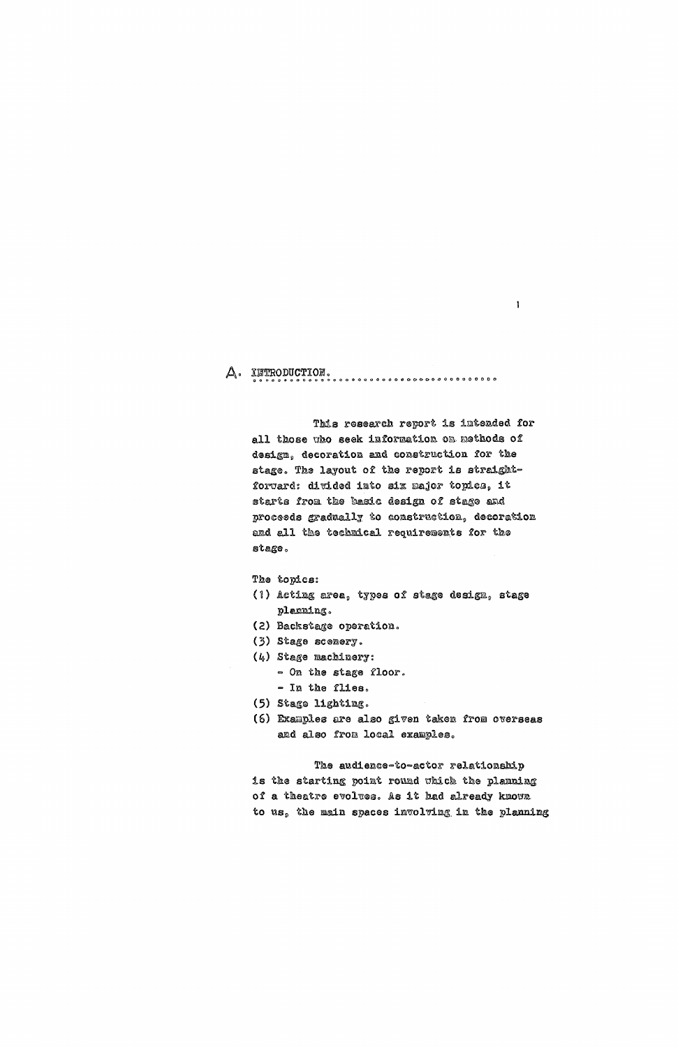## A. INTRODUCTION.

This research report is intended for all those who seek information on methods of design, decoration and construction for the stage. The layout of the report is straightforward: divided into six major topics, it starts from the basic design of stage and proceeds gradually to construction, decoration and all the technical requirements for the stage.

The topics:

(1) Acting area, types of stage design, stage planning.

(2) Backstage operation.

(3) Stage scenery.

(4) Stage machinery:
- On the stage floor.
- In the flies.

(5) Stage lighting.

(6) Examples are also given taken from overseas and also from local examples.

The audience-to-actor relationship is the starting point round which the planning of a theatre evolves. As it had already known to us, the main spaces involving in the planning